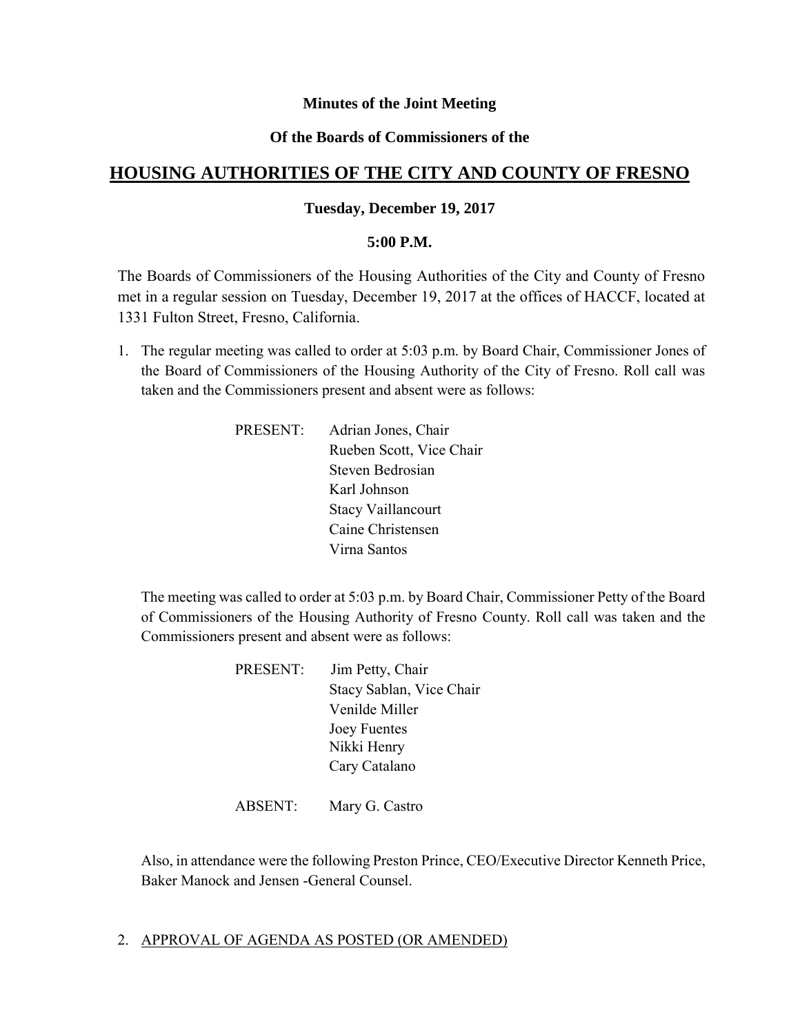**Minutes of the Joint Meeting**

**Of the Boards of Commissioners of the**

# HOUSING AUTHORITIES OF THE CITY AND COUNTY OF FRESNO

**Tuesday, December 19, 2017**

**5:00 P.M.**

The Boards of Commissioners of the Housing Authorities of the City and County of Fresno met in a regular session on Tuesday, December 19, 2017 at the offices of HACCF, located at 1331 Fulton Street, Fresno, California.

1. The regular meeting was called to order at 5:03 p.m. by Board Chair, Commissioner Jones of the Board of Commissioners of the Housing Authority of the City of Fresno. Roll call was taken and the Commissioners present and absent were as follows:

   PRESENT: Adrian Jones, Chair
   Rueben Scott, Vice Chair
   Steven Bedrosian
   Karl Johnson
   Stacy Vaillancourt
   Caine Christensen
   Virna Santos

   The meeting was called to order at 5:03 p.m. by Board Chair, Commissioner Petty of the Board of Commissioners of the Housing Authority of Fresno County. Roll call was taken and the Commissioners present and absent were as follows:

   PRESENT: Jim Petty, Chair
   Stacy Sablan, Vice Chair
   Venilde Miller
   Joey Fuentes
   Nikki Henry
   Cary Catalano

   ABSENT: Mary G. Castro

   Also, in attendance were the following Preston Prince, CEO/Executive Director Kenneth Price, Baker Manock and Jensen -General Counsel.

2. APPROVAL OF AGENDA AS POSTED (OR AMENDED)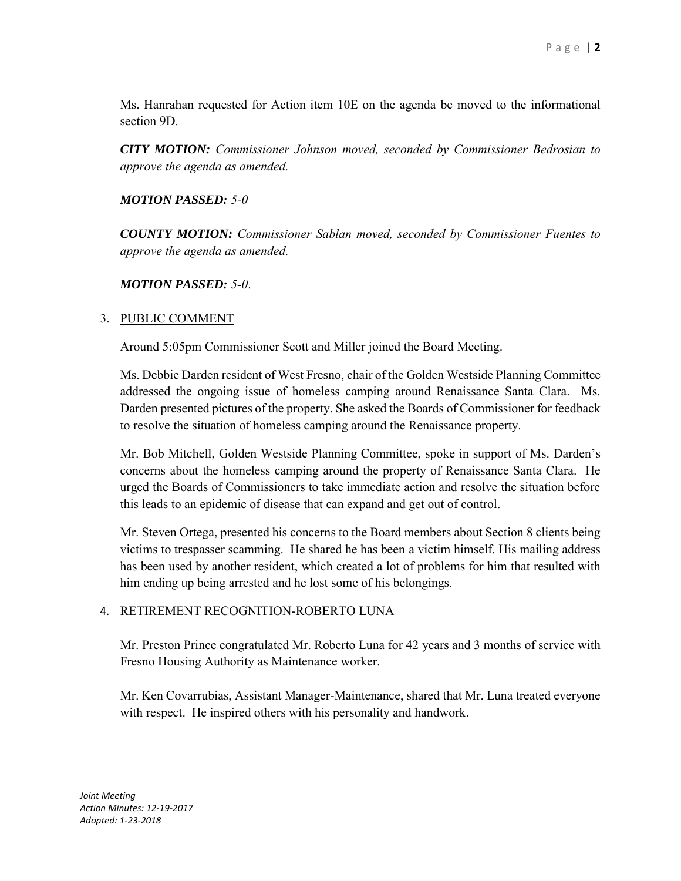Ms. Hanrahan requested for Action item 10E on the agenda be moved to the informational section 9D.

***CITY MOTION:*** *Commissioner Johnson moved, seconded by Commissioner Bedrosian to approve the agenda as amended.*

***MOTION PASSED:*** *5-0*

***COUNTY MOTION:*** *Commissioner Sablan moved, seconded by Commissioner Fuentes to approve the agenda as amended.*

***MOTION PASSED:*** *5-0.*

3. PUBLIC COMMENT

   Around 5:05pm Commissioner Scott and Miller joined the Board Meeting.

   Ms. Debbie Darden resident of West Fresno, chair of the Golden Westside Planning Committee addressed the ongoing issue of homeless camping around Renaissance Santa Clara. Ms. Darden presented pictures of the property. She asked the Boards of Commissioner for feedback to resolve the situation of homeless camping around the Renaissance property.

   Mr. Bob Mitchell, Golden Westside Planning Committee, spoke in support of Ms. Darden's concerns about the homeless camping around the property of Renaissance Santa Clara. He urged the Boards of Commissioners to take immediate action and resolve the situation before this leads to an epidemic of disease that can expand and get out of control.

   Mr. Steven Ortega, presented his concerns to the Board members about Section 8 clients being victims to trespasser scamming. He shared he has been a victim himself. His mailing address has been used by another resident, which created a lot of problems for him that resulted with him ending up being arrested and he lost some of his belongings.

4. RETIREMENT RECOGNITION-ROBERTO LUNA

   Mr. Preston Prince congratulated Mr. Roberto Luna for 42 years and 3 months of service with Fresno Housing Authority as Maintenance worker.

   Mr. Ken Covarrubias, Assistant Manager-Maintenance, shared that Mr. Luna treated everyone with respect. He inspired others with his personality and handwork.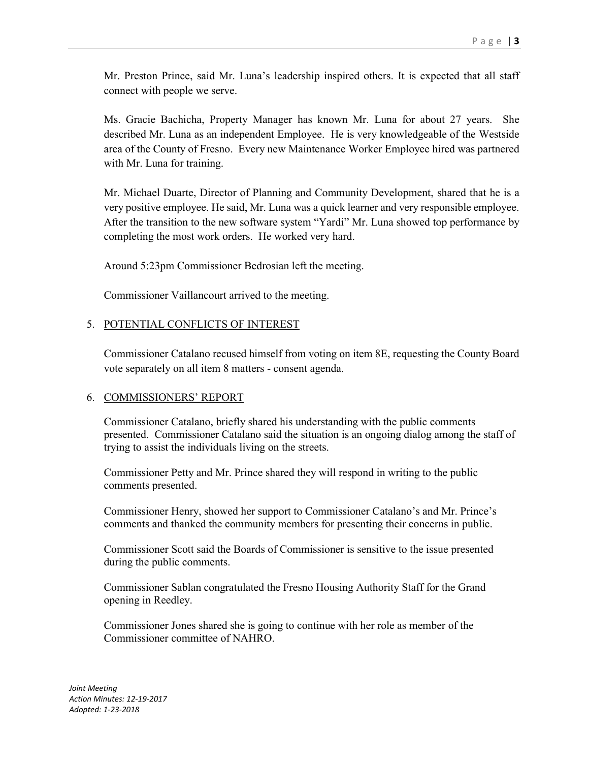Mr. Preston Prince, said Mr. Luna's leadership inspired others. It is expected that all staff connect with people we serve.

Ms. Gracie Bachicha, Property Manager has known Mr. Luna for about 27 years. She described Mr. Luna as an independent Employee. He is very knowledgeable of the Westside area of the County of Fresno. Every new Maintenance Worker Employee hired was partnered with Mr. Luna for training.

Mr. Michael Duarte, Director of Planning and Community Development, shared that he is a very positive employee. He said, Mr. Luna was a quick learner and very responsible employee. After the transition to the new software system "Yardi" Mr. Luna showed top performance by completing the most work orders. He worked very hard.

Around 5:23pm Commissioner Bedrosian left the meeting.

Commissioner Vaillancourt arrived to the meeting.

5. <u>POTENTIAL CONFLICTS OF INTEREST</u>

Commissioner Catalano recused himself from voting on item 8E, requesting the County Board vote separately on all item 8 matters - consent agenda.

6. <u>COMMISSIONERS' REPORT</u>

Commissioner Catalano, briefly shared his understanding with the public comments presented. Commissioner Catalano said the situation is an ongoing dialog among the staff of trying to assist the individuals living on the streets.

Commissioner Petty and Mr. Prince shared they will respond in writing to the public comments presented.

Commissioner Henry, showed her support to Commissioner Catalano's and Mr. Prince's comments and thanked the community members for presenting their concerns in public.

Commissioner Scott said the Boards of Commissioner is sensitive to the issue presented during the public comments.

Commissioner Sablan congratulated the Fresno Housing Authority Staff for the Grand opening in Reedley.

Commissioner Jones shared she is going to continue with her role as member of the Commissioner committee of NAHRO.

*Joint Meeting*
*Action Minutes: 12-19-2017*
*Adopted: 1-23-2018*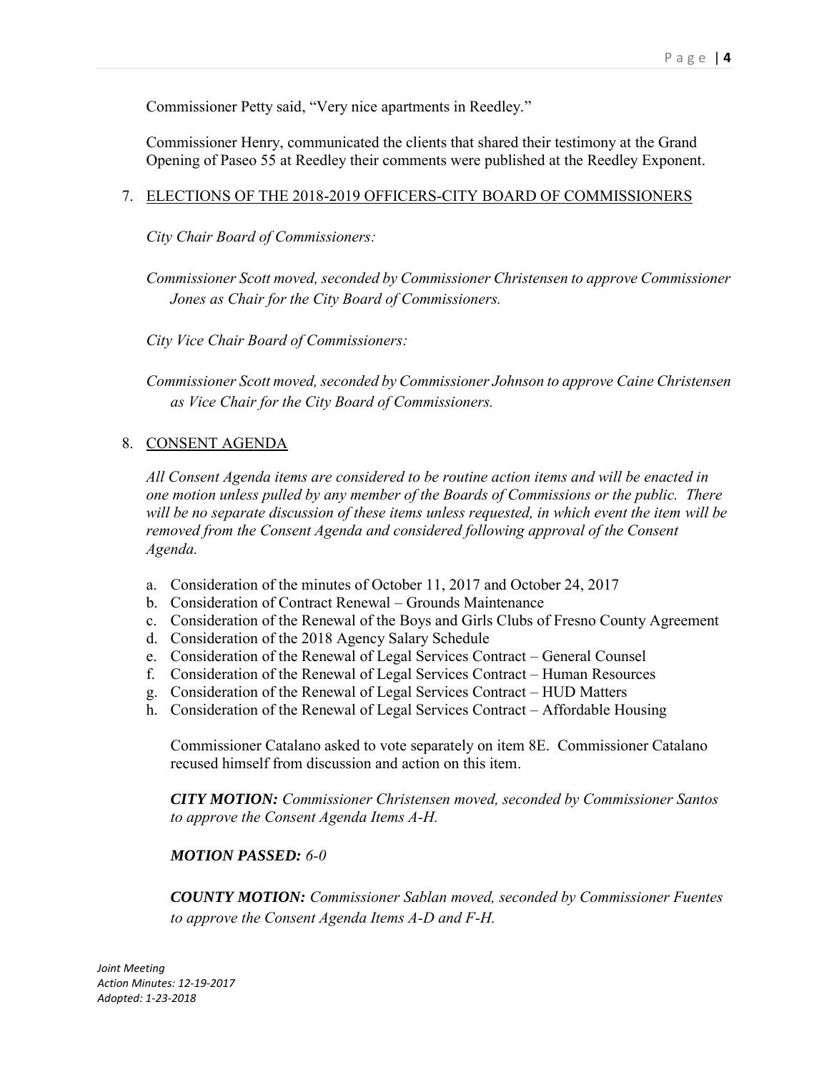Commissioner Petty said, “Very nice apartments in Reedley.”

Commissioner Henry, communicated the clients that shared their testimony at the Grand Opening of Paseo 55 at Reedley their comments were published at the Reedley Exponent.

7. ELECTIONS OF THE 2018-2019 OFFICERS-CITY BOARD OF COMMISSIONERS

   *City Chair Board of Commissioners:*

   *Commissioner Scott moved, seconded by Commissioner Christensen to approve Commissioner Jones as Chair for the City Board of Commissioners.*

   *City Vice Chair Board of Commissioners:*

   *Commissioner Scott moved, seconded by Commissioner Johnson to approve Caine Christensen as Vice Chair for the City Board of Commissioners.*

8. CONSENT AGENDA

   *All Consent Agenda items are considered to be routine action items and will be enacted in one motion unless pulled by any member of the Boards of Commissions or the public. There will be no separate discussion of these items unless requested, in which event the item will be removed from the Consent Agenda and considered following approval of the Consent Agenda.*

   a. Consideration of the minutes of October 11, 2017 and October 24, 2017
   b. Consideration of Contract Renewal – Grounds Maintenance
   c. Consideration of the Renewal of the Boys and Girls Clubs of Fresno County Agreement
   d. Consideration of the 2018 Agency Salary Schedule
   e. Consideration of the Renewal of Legal Services Contract – General Counsel
   f. Consideration of the Renewal of Legal Services Contract – Human Resources
   g. Consideration of the Renewal of Legal Services Contract – HUD Matters
   h. Consideration of the Renewal of Legal Services Contract – Affordable Housing

   Commissioner Catalano asked to vote separately on item 8E. Commissioner Catalano recused himself from discussion and action on this item.

   ***CITY MOTION:*** *Commissioner Christensen moved, seconded by Commissioner Santos to approve the Consent Agenda Items A-H.*

   ***MOTION PASSED:*** *6-0*

   ***COUNTY MOTION:*** *Commissioner Sablan moved, seconded by Commissioner Fuentes to approve the Consent Agenda Items A-D and F-H.*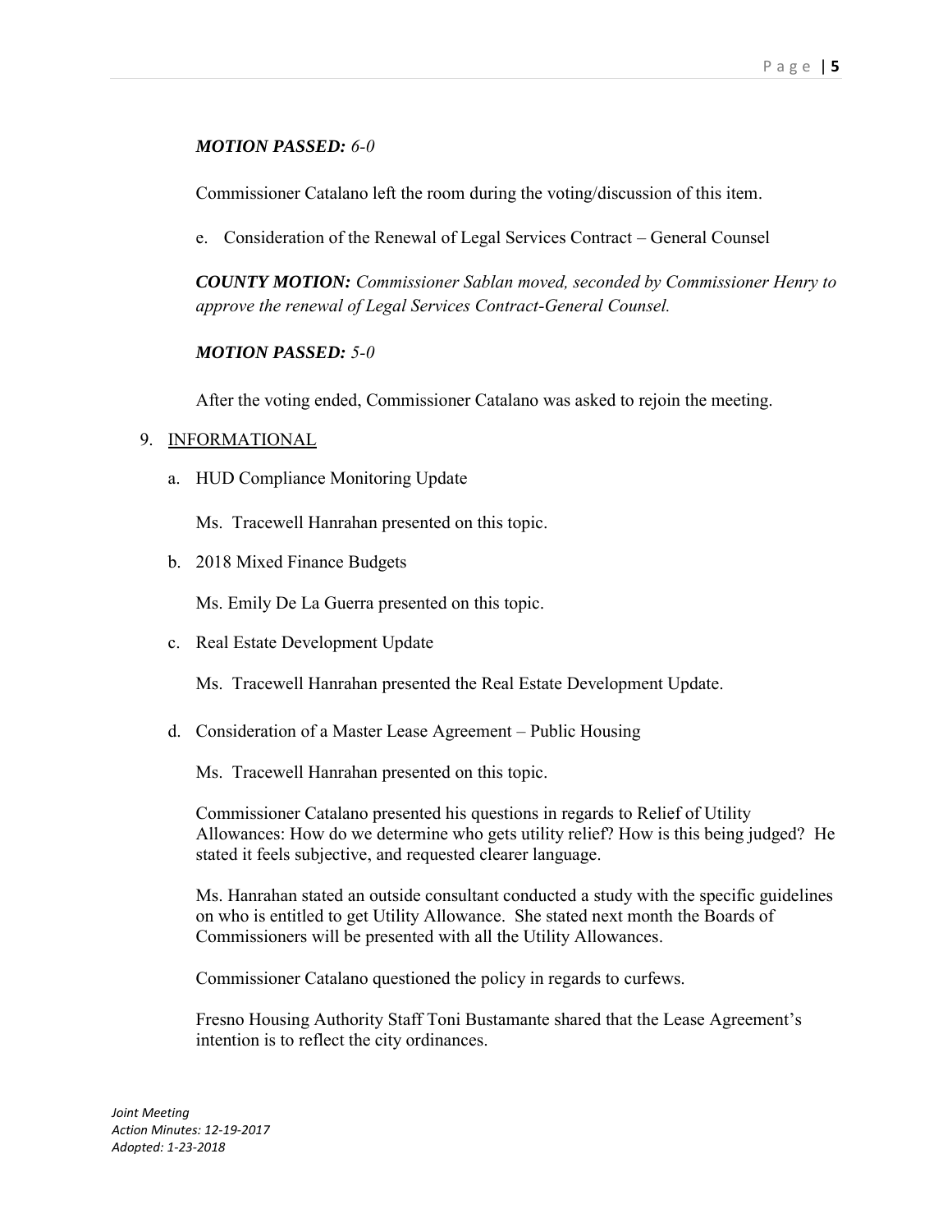***MOTION PASSED:*** *6-0*

Commissioner Catalano left the room during the voting/discussion of this item.

e. Consideration of the Renewal of Legal Services Contract – General Counsel

***COUNTY MOTION:*** *Commissioner Sablan moved, seconded by Commissioner Henry to approve the renewal of Legal Services Contract-General Counsel.*

***MOTION PASSED:*** *5-0*

After the voting ended, Commissioner Catalano was asked to rejoin the meeting.

9. <u>INFORMATIONAL</u>

   a. HUD Compliance Monitoring Update

      Ms. Tracewell Hanrahan presented on this topic.

   b. 2018 Mixed Finance Budgets

      Ms. Emily De La Guerra presented on this topic.

   c. Real Estate Development Update

      Ms. Tracewell Hanrahan presented the Real Estate Development Update.

   d. Consideration of a Master Lease Agreement – Public Housing

      Ms. Tracewell Hanrahan presented on this topic.

      Commissioner Catalano presented his questions in regards to Relief of Utility Allowances: How do we determine who gets utility relief? How is this being judged? He stated it feels subjective, and requested clearer language.

      Ms. Hanrahan stated an outside consultant conducted a study with the specific guidelines on who is entitled to get Utility Allowance. She stated next month the Boards of Commissioners will be presented with all the Utility Allowances.

      Commissioner Catalano questioned the policy in regards to curfews.

      Fresno Housing Authority Staff Toni Bustamante shared that the Lease Agreement's intention is to reflect the city ordinances.

*Joint Meeting*
*Action Minutes: 12-19-2017*
*Adopted: 1-23-2018*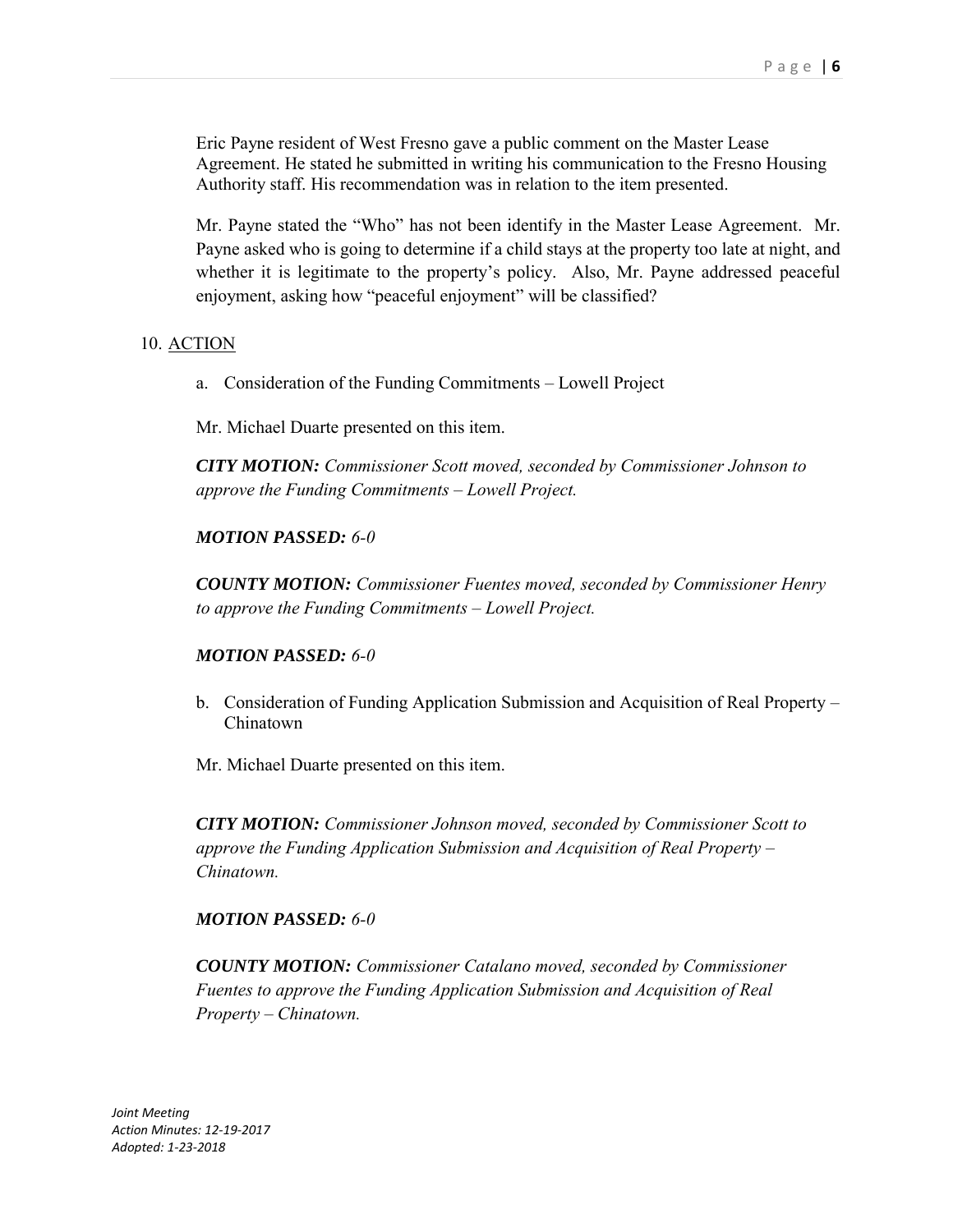Eric Payne resident of West Fresno gave a public comment on the Master Lease Agreement. He stated he submitted in writing his communication to the Fresno Housing Authority staff. His recommendation was in relation to the item presented.

Mr. Payne stated the "Who" has not been identify in the Master Lease Agreement. Mr. Payne asked who is going to determine if a child stays at the property too late at night, and whether it is legitimate to the property's policy. Also, Mr. Payne addressed peaceful enjoyment, asking how "peaceful enjoyment" will be classified?

10. ACTION

a. Consideration of the Funding Commitments – Lowell Project

Mr. Michael Duarte presented on this item.

***CITY MOTION:*** *Commissioner Scott moved, seconded by Commissioner Johnson to approve the Funding Commitments – Lowell Project.*

***MOTION PASSED:*** *6-0*

***COUNTY MOTION:*** *Commissioner Fuentes moved, seconded by Commissioner Henry to approve the Funding Commitments – Lowell Project.*

***MOTION PASSED:*** *6-0*

b. Consideration of Funding Application Submission and Acquisition of Real Property – Chinatown

Mr. Michael Duarte presented on this item.

***CITY MOTION:*** *Commissioner Johnson moved, seconded by Commissioner Scott to approve the Funding Application Submission and Acquisition of Real Property – Chinatown.*

***MOTION PASSED:*** *6-0*

***COUNTY MOTION:*** *Commissioner Catalano moved, seconded by Commissioner Fuentes to approve the Funding Application Submission and Acquisition of Real Property – Chinatown.*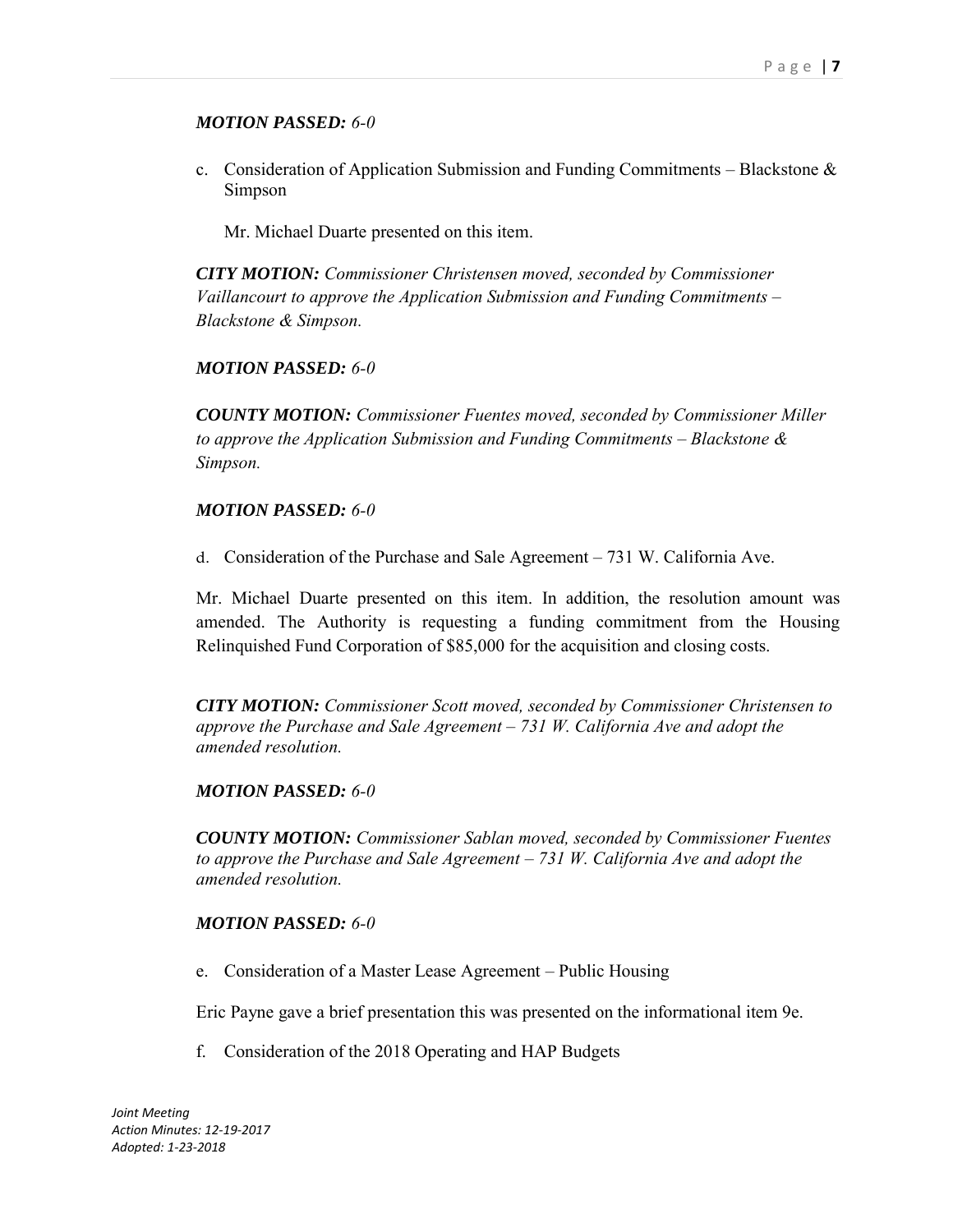***MOTION PASSED:*** *6-0*

c. Consideration of Application Submission and Funding Commitments – Blackstone & Simpson

Mr. Michael Duarte presented on this item.

***CITY MOTION:*** *Commissioner Christensen moved, seconded by Commissioner Vaillancourt to approve the Application Submission and Funding Commitments – Blackstone & Simpson.*

***MOTION PASSED:*** *6-0*

***COUNTY MOTION:*** *Commissioner Fuentes moved, seconded by Commissioner Miller to approve the Application Submission and Funding Commitments – Blackstone & Simpson.*

***MOTION PASSED:*** *6-0*

d. Consideration of the Purchase and Sale Agreement – 731 W. California Ave.

Mr. Michael Duarte presented on this item. In addition, the resolution amount was amended. The Authority is requesting a funding commitment from the Housing Relinquished Fund Corporation of $85,000 for the acquisition and closing costs.

***CITY MOTION:*** *Commissioner Scott moved, seconded by Commissioner Christensen to approve the Purchase and Sale Agreement – 731 W. California Ave and adopt the amended resolution.*

***MOTION PASSED:*** *6-0*

***COUNTY MOTION:*** *Commissioner Sablan moved, seconded by Commissioner Fuentes to approve the Purchase and Sale Agreement – 731 W. California Ave and adopt the amended resolution.*

***MOTION PASSED:*** *6-0*

e. Consideration of a Master Lease Agreement – Public Housing

Eric Payne gave a brief presentation this was presented on the informational item 9e.

f. Consideration of the 2018 Operating and HAP Budgets

*Joint Meeting*
*Action Minutes: 12-19-2017*
*Adopted: 1-23-2018*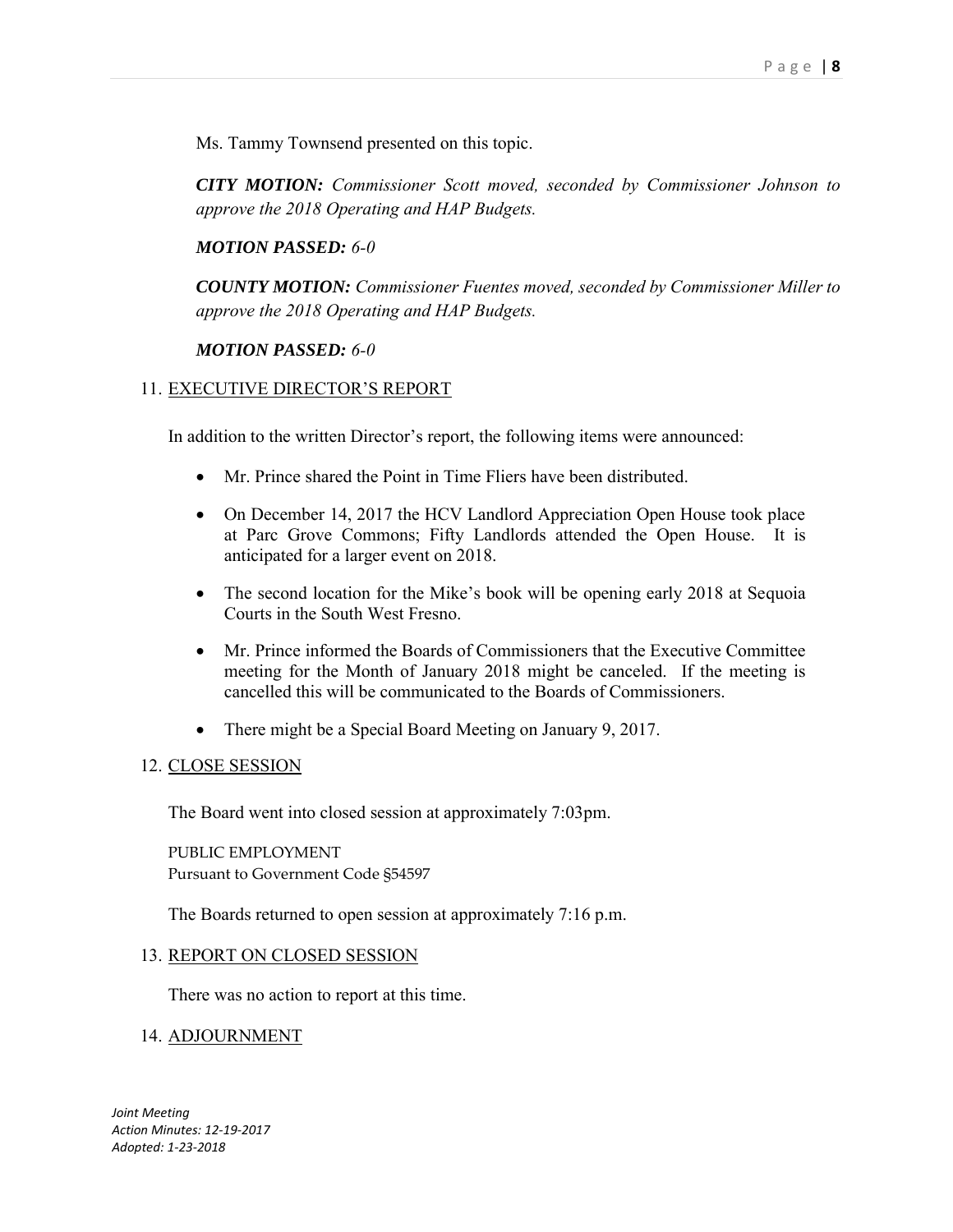Ms. Tammy Townsend presented on this topic.

***CITY MOTION:*** *Commissioner Scott moved, seconded by Commissioner Johnson to approve the 2018 Operating and HAP Budgets.*

***MOTION PASSED:*** *6-0*

***COUNTY MOTION:*** *Commissioner Fuentes moved, seconded by Commissioner Miller to approve the 2018 Operating and HAP Budgets.*

***MOTION PASSED:*** *6-0*

11. EXECUTIVE DIRECTOR'S REPORT

In addition to the written Director's report, the following items were announced:

- Mr. Prince shared the Point in Time Fliers have been distributed.
- On December 14, 2017 the HCV Landlord Appreciation Open House took place at Parc Grove Commons; Fifty Landlords attended the Open House. It is anticipated for a larger event on 2018.
- The second location for the Mike's book will be opening early 2018 at Sequoia Courts in the South West Fresno.
- Mr. Prince informed the Boards of Commissioners that the Executive Committee meeting for the Month of January 2018 might be canceled. If the meeting is cancelled this will be communicated to the Boards of Commissioners.
- There might be a Special Board Meeting on January 9, 2017.

12. CLOSE SESSION

The Board went into closed session at approximately 7:03pm.

PUBLIC EMPLOYMENT
Pursuant to Government Code §54597

The Boards returned to open session at approximately 7:16 p.m.

13. REPORT ON CLOSED SESSION

There was no action to report at this time.

14. ADJOURNMENT

*Joint Meeting*
*Action Minutes: 12-19-2017*
*Adopted: 1-23-2018*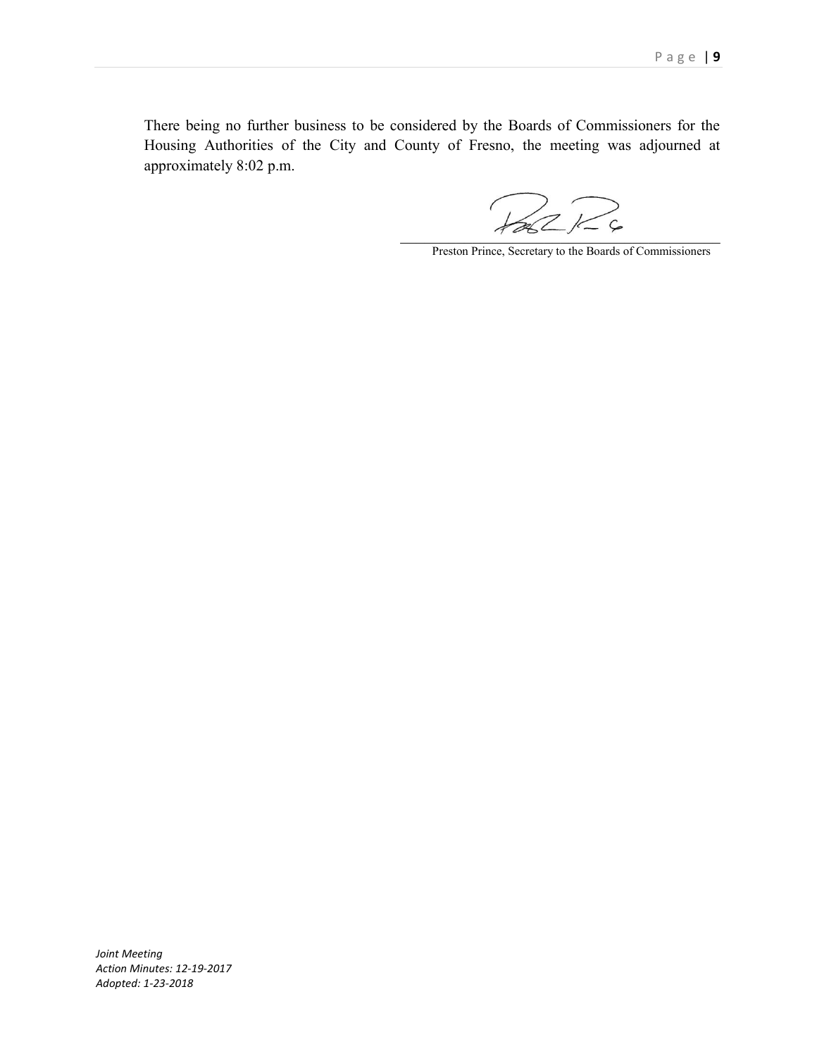There being no further business to be considered by the Boards of Commissioners for the Housing Authorities of the City and County of Fresno, the meeting was adjourned at approximately 8:02 p.m.

Preston Prince, Secretary to the Boards of Commissioners

*Joint Meeting*
*Action Minutes: 12-19-2017*
*Adopted: 1-23-2018*